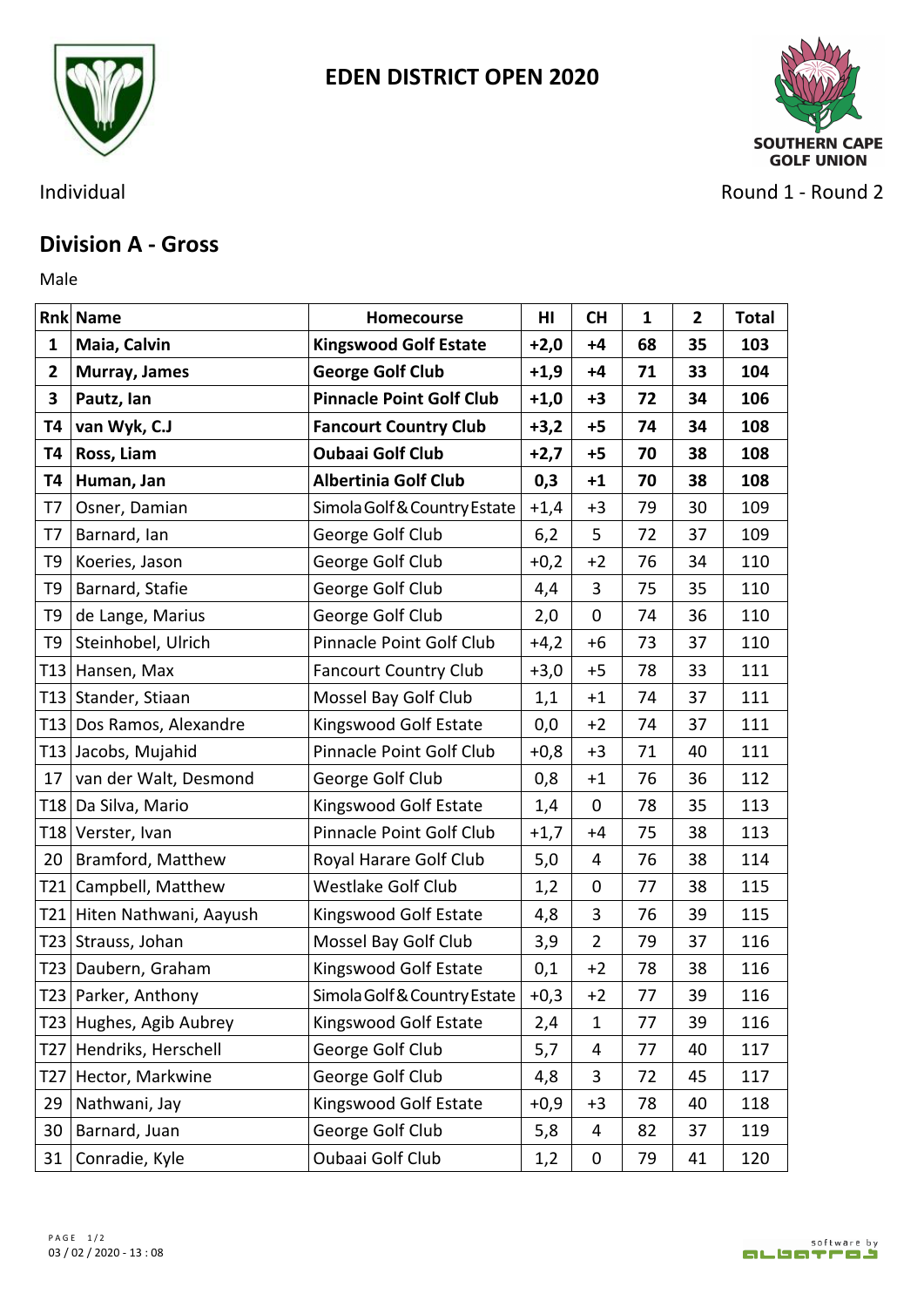# EDEN DISTRICT OPEN 2020

SOUTHERN CAPE GOLF UNION

Individual

Round 1 - Round 2

## Division A - Gross

Male

| Rnk | Name | Homecourse | HI | CH | 1 | 2 | Total |
|---|---|---|---|---|---|---|---|
| **1** | **Maia, Calvin** | **Kingswood Golf Estate** | **+2,0** | **+4** | **68** | **35** | **103** |
| **2** | **Murray, James** | **George Golf Club** | **+1,9** | **+4** | **71** | **33** | **104** |
| **3** | **Pautz, Ian** | **Pinnacle Point Golf Club** | **+1,0** | **+3** | **72** | **34** | **106** |
| **T4** | **van Wyk, C.J** | **Fancourt Country Club** | **+3,2** | **+5** | **74** | **34** | **108** |
| **T4** | **Ross, Liam** | **Oubaai Golf Club** | **+2,7** | **+5** | **70** | **38** | **108** |
| **T4** | **Human, Jan** | **Albertinia Golf Club** | **0,3** | **+1** | **70** | **38** | **108** |
| T7 | Osner, Damian | Simola Golf & Country Estate | +1,4 | +3 | 79 | 30 | 109 |
| T7 | Barnard, Ian | George Golf Club | 6,2 | 5 | 72 | 37 | 109 |
| T9 | Koeries, Jason | George Golf Club | +0,2 | +2 | 76 | 34 | 110 |
| T9 | Barnard, Stafie | George Golf Club | 4,4 | 3 | 75 | 35 | 110 |
| T9 | de Lange, Marius | George Golf Club | 2,0 | 0 | 74 | 36 | 110 |
| T9 | Steinhobel, Ulrich | Pinnacle Point Golf Club | +4,2 | +6 | 73 | 37 | 110 |
| T13 | Hansen, Max | Fancourt Country Club | +3,0 | +5 | 78 | 33 | 111 |
| T13 | Stander, Stiaan | Mossel Bay Golf Club | 1,1 | +1 | 74 | 37 | 111 |
| T13 | Dos Ramos, Alexandre | Kingswood Golf Estate | 0,0 | +2 | 74 | 37 | 111 |
| T13 | Jacobs, Mujahid | Pinnacle Point Golf Club | +0,8 | +3 | 71 | 40 | 111 |
| 17 | van der Walt, Desmond | George Golf Club | 0,8 | +1 | 76 | 36 | 112 |
| T18 | Da Silva, Mario | Kingswood Golf Estate | 1,4 | 0 | 78 | 35 | 113 |
| T18 | Verster, Ivan | Pinnacle Point Golf Club | +1,7 | +4 | 75 | 38 | 113 |
| 20 | Bramford, Matthew | Royal Harare Golf Club | 5,0 | 4 | 76 | 38 | 114 |
| T21 | Campbell, Matthew | Westlake Golf Club | 1,2 | 0 | 77 | 38 | 115 |
| T21 | Hiten Nathwani, Aayush | Kingswood Golf Estate | 4,8 | 3 | 76 | 39 | 115 |
| T23 | Strauss, Johan | Mossel Bay Golf Club | 3,9 | 2 | 79 | 37 | 116 |
| T23 | Daubern, Graham | Kingswood Golf Estate | 0,1 | +2 | 78 | 38 | 116 |
| T23 | Parker, Anthony | Simola Golf & Country Estate | +0,3 | +2 | 77 | 39 | 116 |
| T23 | Hughes, Agib Aubrey | Kingswood Golf Estate | 2,4 | 1 | 77 | 39 | 116 |
| T27 | Hendriks, Herschell | George Golf Club | 5,7 | 4 | 77 | 40 | 117 |
| T27 | Hector, Markwine | George Golf Club | 4,8 | 3 | 72 | 45 | 117 |
| 29 | Nathwani, Jay | Kingswood Golf Estate | +0,9 | +3 | 78 | 40 | 118 |
| 30 | Barnard, Juan | George Golf Club | 5,8 | 4 | 82 | 37 | 119 |
| 31 | Conradie, Kyle | Oubaai Golf Club | 1,2 | 0 | 79 | 41 | 120 |

03 / 02 / 2020 - 13 : 08

software by albatros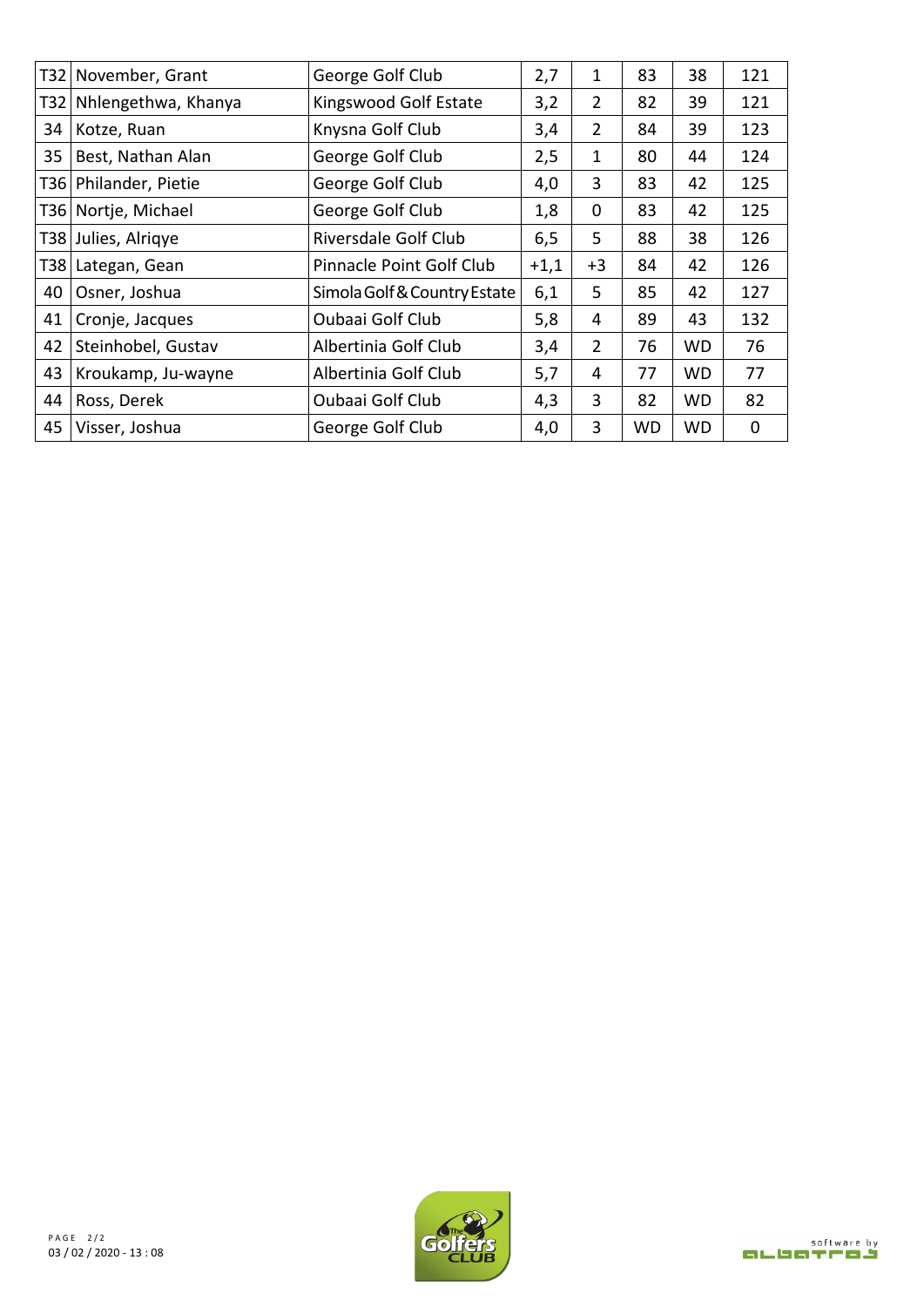| | | | | | | | |
|---|---|---|---|---|---|---|---|
| T32 | November, Grant | George Golf Club | 2,7 | 1 | 83 | 38 | 121 |
| T32 | Nhlengethwa, Khanya | Kingswood Golf Estate | 3,2 | 2 | 82 | 39 | 121 |
| 34 | Kotze, Ruan | Knysna Golf Club | 3,4 | 2 | 84 | 39 | 123 |
| 35 | Best, Nathan Alan | George Golf Club | 2,5 | 1 | 80 | 44 | 124 |
| T36 | Philander, Pietie | George Golf Club | 4,0 | 3 | 83 | 42 | 125 |
| T36 | Nortje, Michael | George Golf Club | 1,8 | 0 | 83 | 42 | 125 |
| T38 | Julies, Alriqye | Riversdale Golf Club | 6,5 | 5 | 88 | 38 | 126 |
| T38 | Lategan, Gean | Pinnacle Point Golf Club | +1,1 | +3 | 84 | 42 | 126 |
| 40 | Osner, Joshua | Simola Golf & Country Estate | 6,1 | 5 | 85 | 42 | 127 |
| 41 | Cronje, Jacques | Oubaai Golf Club | 5,8 | 4 | 89 | 43 | 132 |
| 42 | Steinhobel, Gustav | Albertinia Golf Club | 3,4 | 2 | 76 | WD | 76 |
| 43 | Kroukamp, Ju-wayne | Albertinia Golf Club | 5,7 | 4 | 77 | WD | 77 |
| 44 | Ross, Derek | Oubaai Golf Club | 4,3 | 3 | 82 | WD | 82 |
| 45 | Visser, Joshua | George Golf Club | 4,0 | 3 | WD | WD | 0 |

03 / 02 / 2020 - 13 : 08

software by albatros